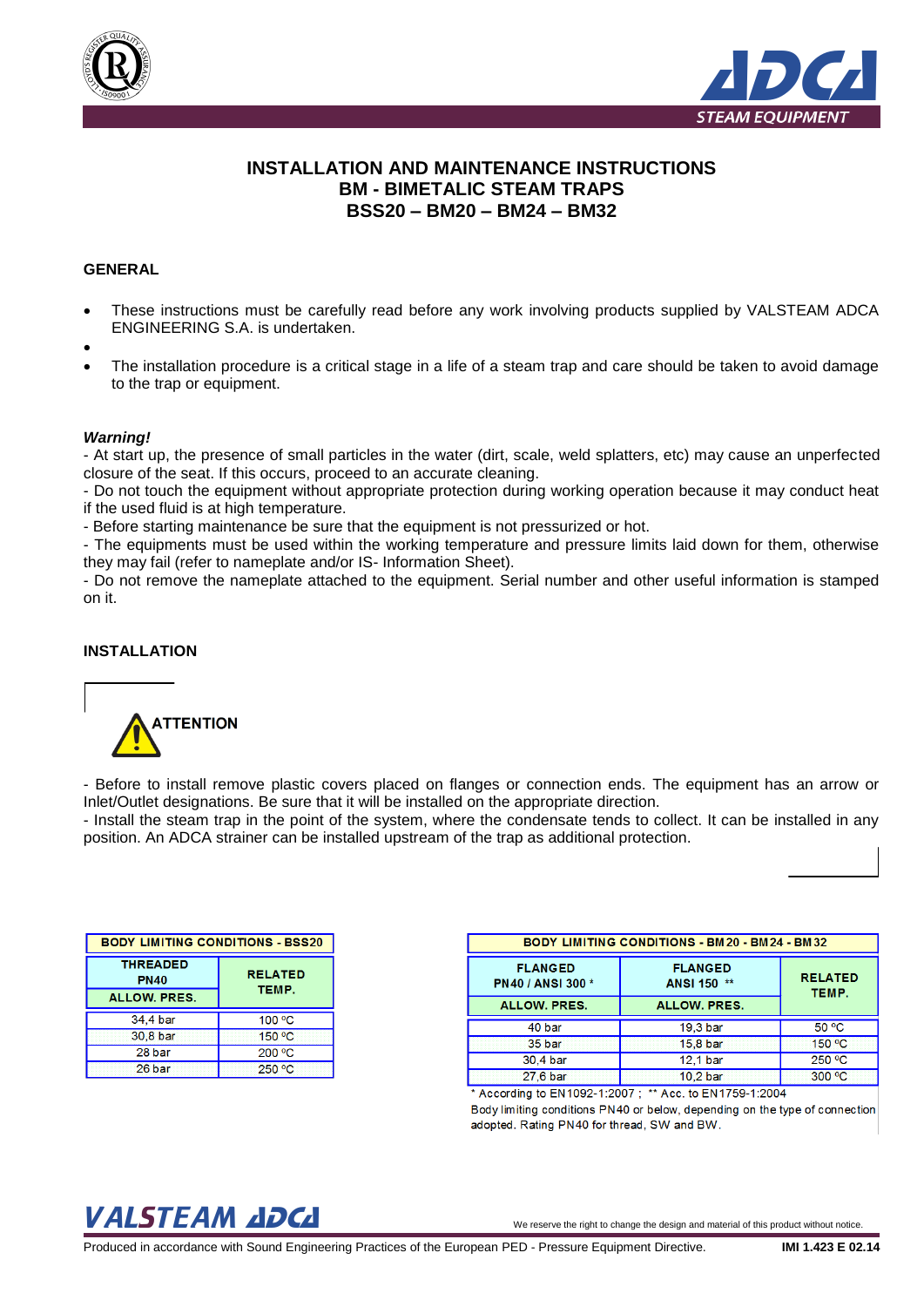# INSTALLATION AND MAINTENANCE INSTRUCTIONS
# BM - BIMETALIC STEAM TRAPS
# BSS20 – BM20 – BM24 – BM32

## GENERAL

- These instructions must be carefully read before any work involving products supplied by VALSTEAM ADCA ENGINEERING S.A. is undertaken.
- 
- The installation procedure is a critical stage in a life of a steam trap and care should be taken to avoid damage to the trap or equipment.

***Warning!***

- At start up, the presence of small particles in the water (dirt, scale, weld splatters, etc) may cause an unperfected closure of the seat. If this occurs, proceed to an accurate cleaning.
- Do not touch the equipment without appropriate protection during working operation because it may conduct heat if the used fluid is at high temperature.
- Before starting maintenance be sure that the equipment is not pressurized or hot.
- The equipments must be used within the working temperature and pressure limits laid down for them, otherwise they may fail (refer to nameplate and/or IS- Information Sheet).
- Do not remove the nameplate attached to the equipment. Serial number and other useful information is stamped on it.

## INSTALLATION

**ATTENTION**

- Before to install remove plastic covers placed on flanges or connection ends. The equipment has an arrow or Inlet/Outlet designations. Be sure that it will be installed on the appropriate direction.
- Install the steam trap in the point of the system, where the condensate tends to collect. It can be installed in any position. An ADCA strainer can be installed upstream of the trap as additional protection.

**BODY LIMITING CONDITIONS - BSS20**

| THREADED PN40 ALLOW. PRES. | RELATED TEMP. |
|---|---|
| 34,4 bar | 100 ºC |
| 30,8 bar | 150 ºC |
| 28 bar | 200 ºC |
| 26 bar | 250 ºC |

**BODY LIMITING CONDITIONS - BM20 - BM24 - BM32**

| FLANGED PN40 / ANSI 300 * ALLOW. PRES. | FLANGED ANSI 150 ** ALLOW. PRES. | RELATED TEMP. |
|---|---|---|
| 40 bar | 19,3 bar | 50 ºC |
| 35 bar | 15,8 bar | 150 ºC |
| 30,4 bar | 12,1 bar | 250 ºC |
| 27,6 bar | 10,2 bar | 300 ºC |

\* According to EN1092-1:2007 ; ** Acc. to EN1759-1:2004
Body limiting conditions PN40 or below, depending on the type of connection adopted. Rating PN40 for thread, SW and BW.

We reserve the right to change the design and material of this product without notice.

Produced in accordance with Sound Engineering Practices of the European PED - Pressure Equipment Directive. **IMI 1.423 E 02.14**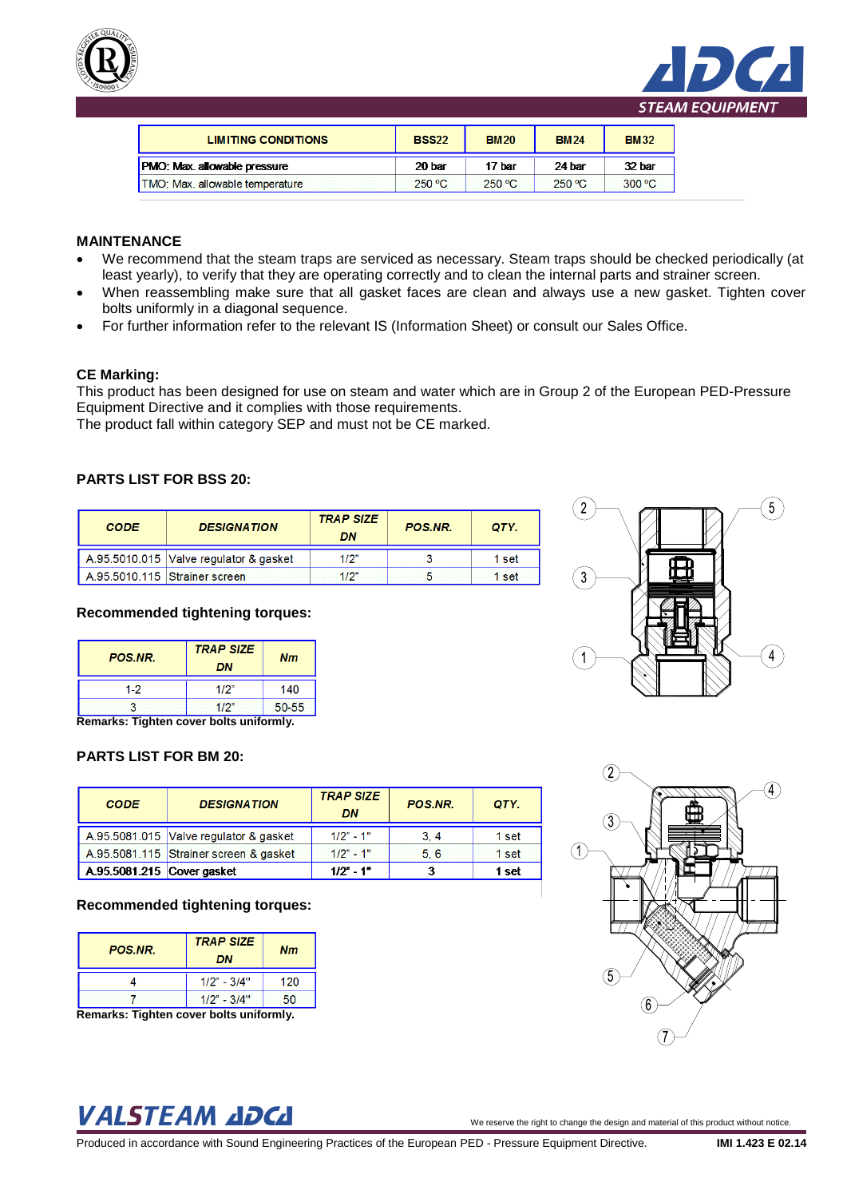| LIMITING CONDITIONS | BSS22 | BM20 | BM24 | BM32 |
|---|---|---|---|---|
| PMO: Max. allowable pressure | 20 bar | 17 bar | 24 bar | 32 bar |
| TMO: Max. allowable temperature | 250 ºC | 250 ºC | 250 ºC | 300 ºC |

## MAINTENANCE

- We recommend that the steam traps are serviced as necessary. Steam traps should be checked periodically (at least yearly), to verify that they are operating correctly and to clean the internal parts and strainer screen.
- When reassembling make sure that all gasket faces are clean and always use a new gasket. Tighten cover bolts uniformly in a diagonal sequence.
- For further information refer to the relevant IS (Information Sheet) or consult our Sales Office.

## CE Marking:

This product has been designed for use on steam and water which are in Group 2 of the European PED-Pressure Equipment Directive and it complies with those requirements.
The product fall within category SEP and must not be CE marked.

## PARTS LIST FOR BSS 20:

| CODE | DESIGNATION | TRAP SIZE DN | POS.NR. | QTY. |
|---|---|---|---|---|
| A.95.5010.015 | Valve regulator & gasket | 1/2" | 3 | 1 set |
| A.95.5010.115 | Strainer screen | 1/2" | 5 | 1 set |

### Recommended tightening torques:

| POS.NR. | TRAP SIZE DN | Nm |
|---|---|---|
| 1-2 | 1/2" | 140 |
| 3 | 1/2" | 50-55 |

**Remarks: Tighten cover bolts uniformly.**

## PARTS LIST FOR BM 20:

| CODE | DESIGNATION | TRAP SIZE DN | POS.NR. | QTY. |
|---|---|---|---|---|
| A.95.5081.015 | Valve regulator & gasket | 1/2" - 1" | 3, 4 | 1 set |
| A.95.5081.115 | Strainer screen & gasket | 1/2" - 1" | 5, 6 | 1 set |
| **A.95.5081.215** | **Cover gasket** | **1/2" - 1"** | **3** | **1 set** |

### Recommended tightening torques:

| POS.NR. | TRAP SIZE DN | Nm |
|---|---|---|
| 4 | 1/2" - 3/4" | 120 |
| 7 | 1/2" - 3/4" | 50 |

**Remarks: Tighten cover bolts uniformly.**

We reserve the right to change the design and material of this product without notice.

Produced in accordance with Sound Engineering Practices of the European PED - Pressure Equipment Directive. **IMI 1.423 E 02.14**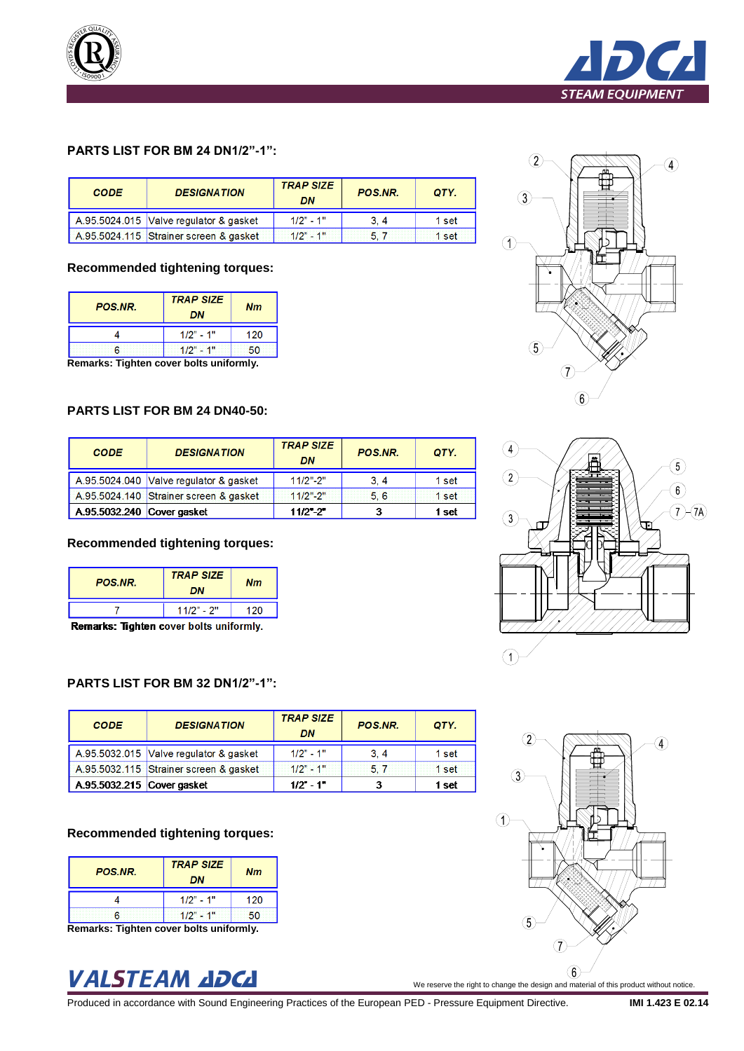## PARTS LIST FOR BM 24 DN1/2”-1”:

| CODE | DESIGNATION | TRAP SIZE DN | POS.NR. | QTY. |
|---|---|---|---|---|
| A.95.5024.015 | Valve regulator & gasket | 1/2" - 1" | 3, 4 | 1 set |
| A.95.5024.115 | Strainer screen & gasket | 1/2" - 1" | 5, 7 | 1 set |

### Recommended tightening torques:

| POS.NR. | TRAP SIZE DN | Nm |
|---|---|---|
| 4 | 1/2" - 1" | 120 |
| 6 | 1/2" - 1" | 50 |

Remarks: Tighten cover bolts uniformly.

## PARTS LIST FOR BM 24 DN40-50:

| CODE | DESIGNATION | TRAP SIZE DN | POS.NR. | QTY. |
|---|---|---|---|---|
| A.95.5024.040 | Valve regulator & gasket | 11/2"-2" | 3, 4 | 1 set |
| A.95.5024.140 | Strainer screen & gasket | 11/2"-2" | 5, 6 | 1 set |
| A.95.5032.240 | Cover gasket | 11/2"-2" | 3 | 1 set |

### Recommended tightening torques:

| POS.NR. | TRAP SIZE DN | Nm |
|---|---|---|
| 7 | 11/2" - 2" | 120 |

Remarks: Tighten cover bolts uniformly.

## PARTS LIST FOR BM 32 DN1/2”-1”:

| CODE | DESIGNATION | TRAP SIZE DN | POS.NR. | QTY. |
|---|---|---|---|---|
| A.95.5032.015 | Valve regulator & gasket | 1/2" - 1" | 3, 4 | 1 set |
| A.95.5032.115 | Strainer screen & gasket | 1/2" - 1" | 5, 7 | 1 set |
| A.95.5032.215 | Cover gasket | 1/2" - 1" | 3 | 1 set |

### Recommended tightening torques:

| POS.NR. | TRAP SIZE DN | Nm |
|---|---|---|
| 4 | 1/2" - 1" | 120 |
| 6 | 1/2" - 1" | 50 |

Remarks: Tighten cover bolts uniformly.

We reserve the right to change the design and material of this product without notice.

Produced in accordance with Sound Engineering Practices of the European PED - Pressure Equipment Directive. IMI 1.423 E 02.14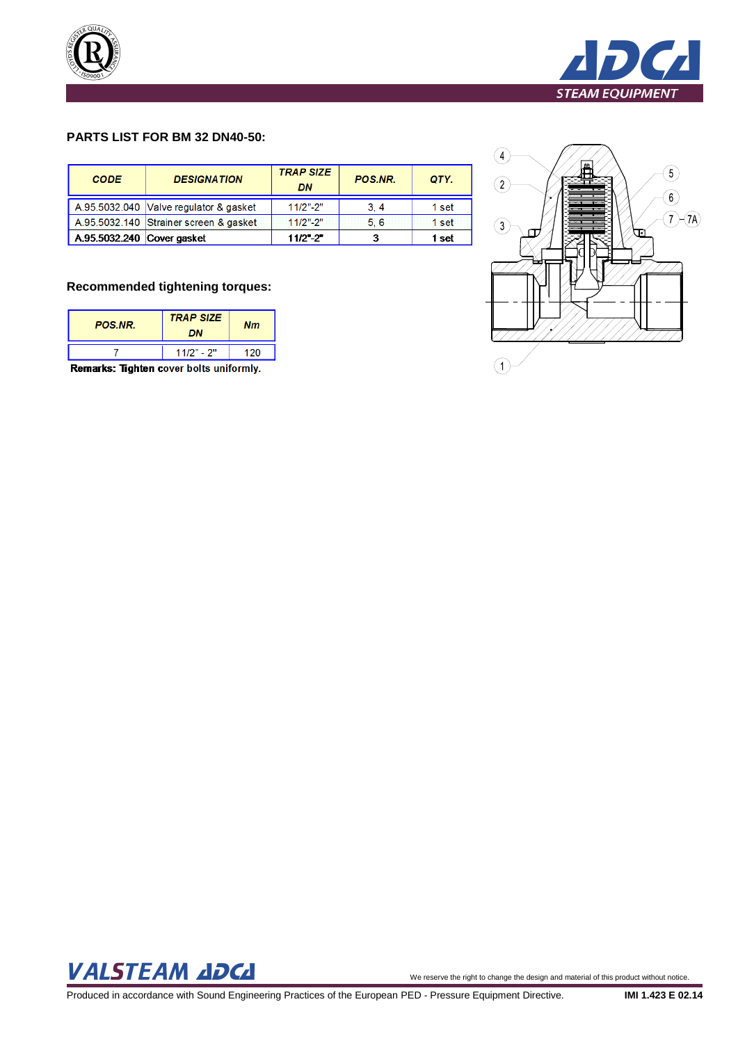## PARTS LIST FOR BM 32 DN40-50:

| CODE | DESIGNATION | TRAP SIZE DN | POS.NR. | QTY. |
|---|---|---|---|---|
| A.95.5032.040 | Valve regulator & gasket | 11/2"-2" | 3, 4 | 1 set |
| A.95.5032.140 | Strainer screen & gasket | 11/2"-2" | 5, 6 | 1 set |
| A.95.5032.240 | Cover gasket | 11/2"-2" | 3 | 1 set |

## Recommended tightening torques:

| POS.NR. | TRAP SIZE DN | Nm |
|---|---|---|
| 7 | 11/2" - 2" | 120 |

**Remarks: Tighten cover bolts uniformly.**

We reserve the right to change the design and material of this product without notice.

Produced in accordance with Sound Engineering Practices of the European PED - Pressure Equipment Directive.

**IMI 1.423 E 02.14**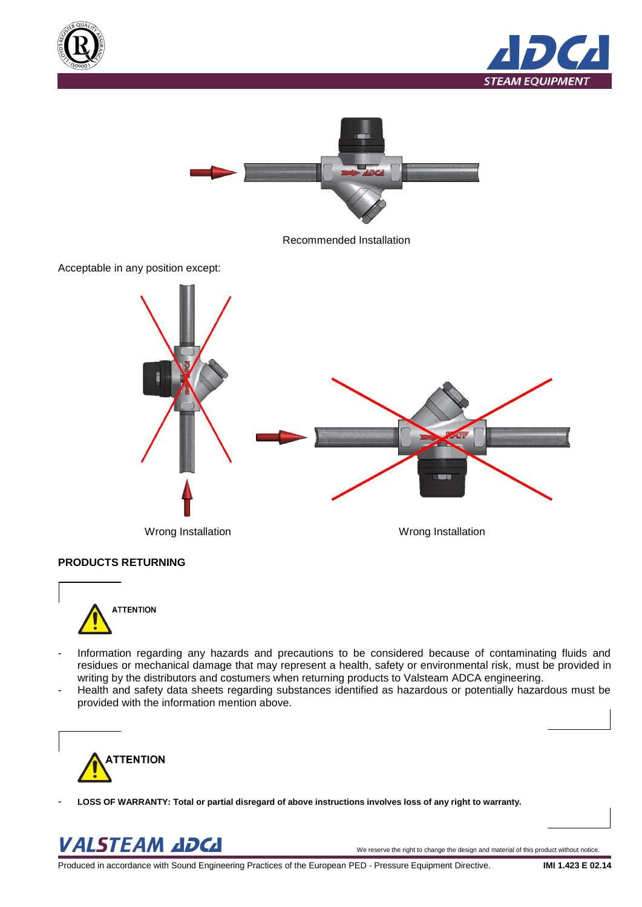Recommended Installation

Acceptable in any position except:

Wrong Installation

Wrong Installation

**PRODUCTS RETURNING**

**ATTENTION**

- Information regarding any hazards and precautions to be considered because of contaminating fluids and residues or mechanical damage that may represent a health, safety or environmental risk, must be provided in writing by the distributors and costumers when returning products to Valsteam ADCA engineering.
- Health and safety data sheets regarding substances identified as hazardous or potentially hazardous must be provided with the information mention above.

**ATTENTION**

- **LOSS OF WARRANTY: Total or partial disregard of above instructions involves loss of any right to warranty.**

We reserve the right to change the design and material of this product without notice.

Produced in accordance with Sound Engineering Practices of the European PED - Pressure Equipment Directive.

**IMI 1.423 E 02.14**